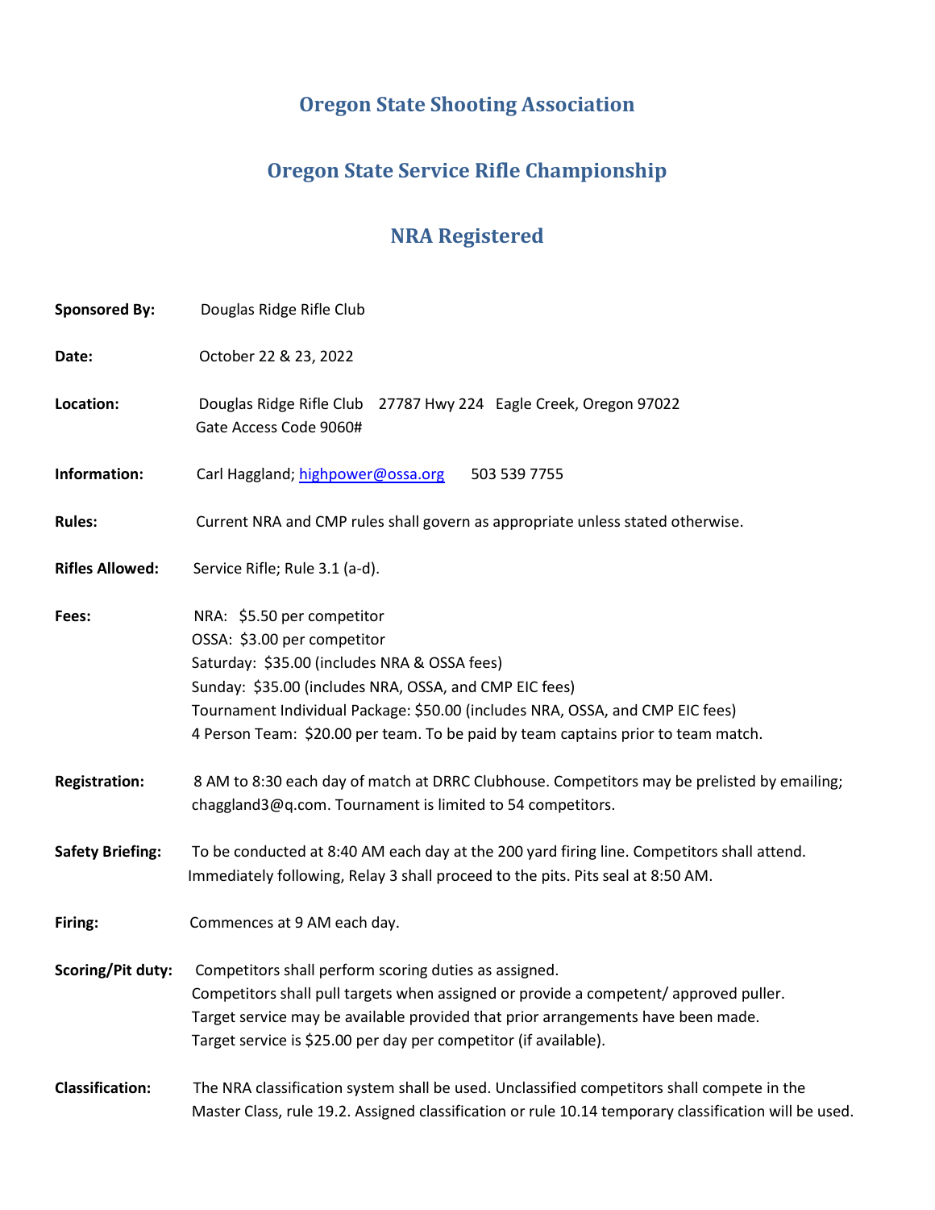# Oregon State Shooting Association

## Oregon State Service Rifle Championship

## NRA Registered

**Sponsored By:** Douglas Ridge Rifle Club

**Date:** October 22 & 23, 2022

**Location:** Douglas Ridge Rifle Club 27787 Hwy 224 Eagle Creek, Oregon 97022
Gate Access Code 9060#

**Information:** Carl Haggland; highpower@ossa.org 503 539 7755

**Rules:** Current NRA and CMP rules shall govern as appropriate unless stated otherwise.

**Rifles Allowed:** Service Rifle; Rule 3.1 (a-d).

**Fees:**
NRA: $5.50 per competitor
OSSA: $3.00 per competitor
Saturday: $35.00 (includes NRA & OSSA fees)
Sunday: $35.00 (includes NRA, OSSA, and CMP EIC fees)
Tournament Individual Package: $50.00 (includes NRA, OSSA, and CMP EIC fees)
4 Person Team: $20.00 per team. To be paid by team captains prior to team match.

**Registration:** 8 AM to 8:30 each day of match at DRRC Clubhouse. Competitors may be prelisted by emailing; chaggland3@q.com. Tournament is limited to 54 competitors.

**Safety Briefing:** To be conducted at 8:40 AM each day at the 200 yard firing line. Competitors shall attend. Immediately following, Relay 3 shall proceed to the pits. Pits seal at 8:50 AM.

**Firing:** Commences at 9 AM each day.

**Scoring/Pit duty:**
Competitors shall perform scoring duties as assigned.
Competitors shall pull targets when assigned or provide a competent/ approved puller.
Target service may be available provided that prior arrangements have been made.
Target service is $25.00 per day per competitor (if available).

**Classification:** The NRA classification system shall be used. Unclassified competitors shall compete in the Master Class, rule 19.2. Assigned classification or rule 10.14 temporary classification will be used.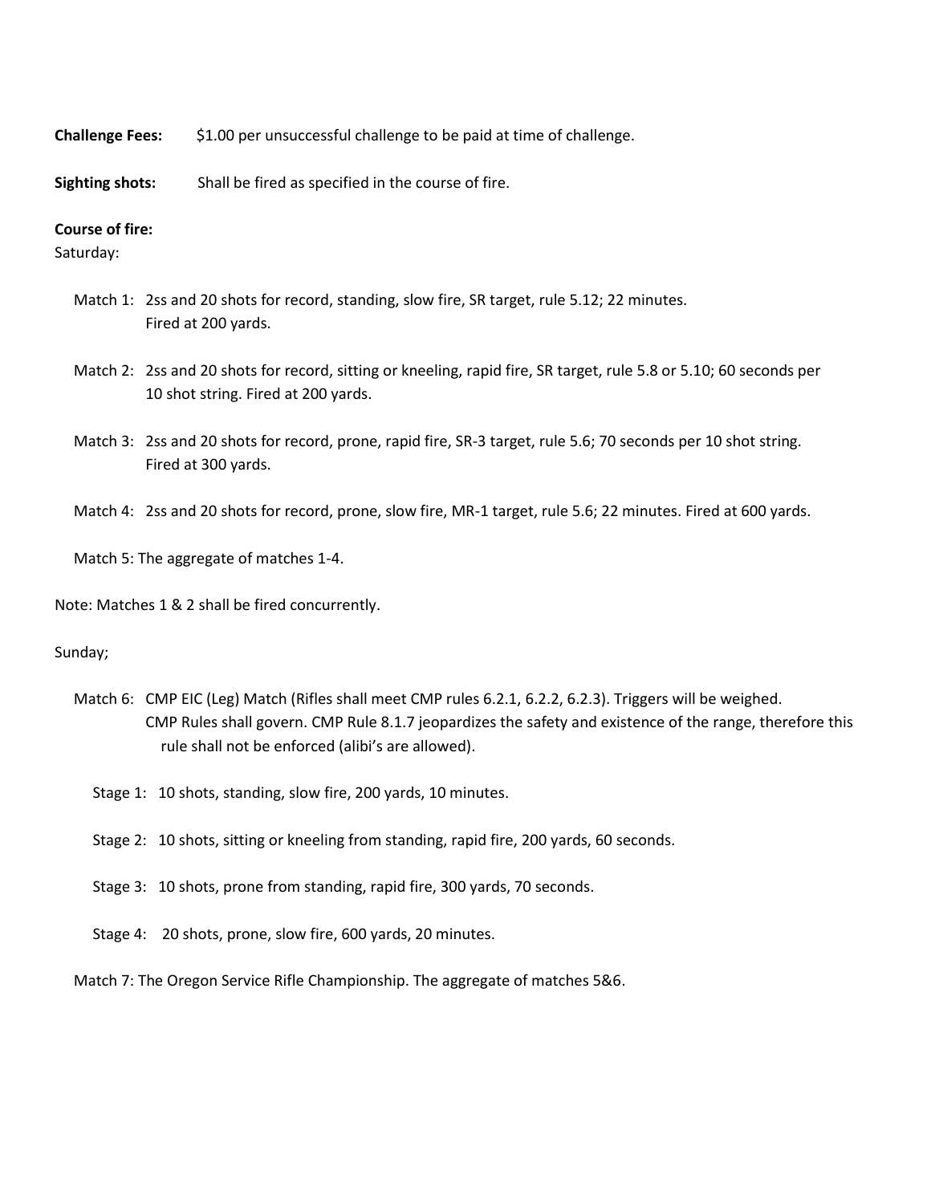**Challenge Fees:** $1.00 per unsuccessful challenge to be paid at time of challenge.

**Sighting shots:** Shall be fired as specified in the course of fire.

**Course of fire:**

Saturday:

Match 1: 2ss and 20 shots for record, standing, slow fire, SR target, rule 5.12; 22 minutes. Fired at 200 yards.

Match 2: 2ss and 20 shots for record, sitting or kneeling, rapid fire, SR target, rule 5.8 or 5.10; 60 seconds per 10 shot string. Fired at 200 yards.

Match 3: 2ss and 20 shots for record, prone, rapid fire, SR-3 target, rule 5.6; 70 seconds per 10 shot string. Fired at 300 yards.

Match 4: 2ss and 20 shots for record, prone, slow fire, MR-1 target, rule 5.6; 22 minutes. Fired at 600 yards.

Match 5: The aggregate of matches 1-4.

Note: Matches 1 & 2 shall be fired concurrently.

Sunday;

Match 6: CMP EIC (Leg) Match (Rifles shall meet CMP rules 6.2.1, 6.2.2, 6.2.3). Triggers will be weighed. CMP Rules shall govern. CMP Rule 8.1.7 jeopardizes the safety and existence of the range, therefore this rule shall not be enforced (alibi's are allowed).

Stage 1: 10 shots, standing, slow fire, 200 yards, 10 minutes.

Stage 2: 10 shots, sitting or kneeling from standing, rapid fire, 200 yards, 60 seconds.

Stage 3: 10 shots, prone from standing, rapid fire, 300 yards, 70 seconds.

Stage 4: 20 shots, prone, slow fire, 600 yards, 20 minutes.

Match 7: The Oregon Service Rifle Championship. The aggregate of matches 5&6.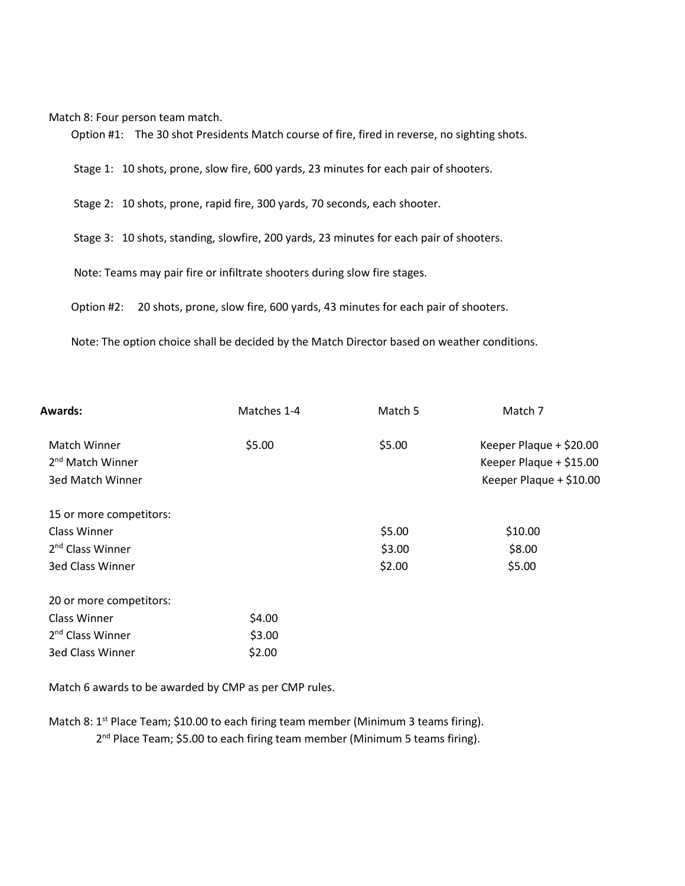Match 8: Four person team match.

Option #1: The 30 shot Presidents Match course of fire, fired in reverse, no sighting shots.

Stage 1: 10 shots, prone, slow fire, 600 yards, 23 minutes for each pair of shooters.

Stage 2: 10 shots, prone, rapid fire, 300 yards, 70 seconds, each shooter.

Stage 3: 10 shots, standing, slowfire, 200 yards, 23 minutes for each pair of shooters.

Note: Teams may pair fire or infiltrate shooters during slow fire stages.

Option #2: 20 shots, prone, slow fire, 600 yards, 43 minutes for each pair of shooters.

Note: The option choice shall be decided by the Match Director based on weather conditions.

| **Awards:** | Matches 1-4 | Match 5 | Match 7 |
|---|---|---|---|
| Match Winner | $5.00 | $5.00 | Keeper Plaque + $20.00 |
| 2nd Match Winner | | | Keeper Plaque + $15.00 |
| 3ed Match Winner | | | Keeper Plaque + $10.00 |
| 15 or more competitors: | | | |
| Class Winner | | $5.00 | $10.00 |
| 2nd Class Winner | | $3.00 | $8.00 |
| 3ed Class Winner | | $2.00 | $5.00 |
| 20 or more competitors: | | | |
| Class Winner | $4.00 | | |
| 2nd Class Winner | $3.00 | | |
| 3ed Class Winner | $2.00 | | |

Match 6 awards to be awarded by CMP as per CMP rules.

Match 8: 1st Place Team; $10.00 to each firing team member (Minimum 3 teams firing).
2nd Place Team; $5.00 to each firing team member (Minimum 5 teams firing).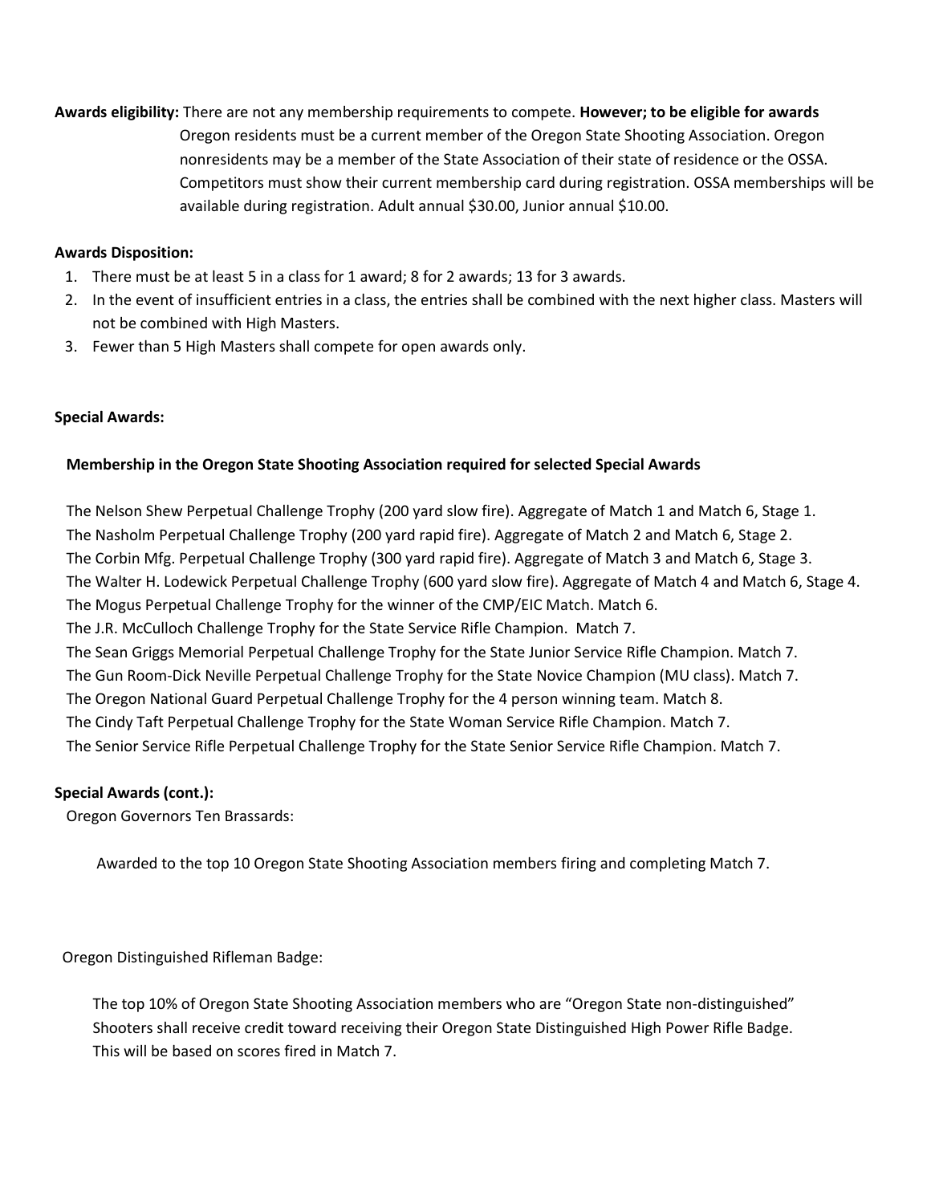**Awards eligibility:** There are not any membership requirements to compete. **However; to be eligible for awards** Oregon residents must be a current member of the Oregon State Shooting Association. Oregon nonresidents may be a member of the State Association of their state of residence or the OSSA. Competitors must show their current membership card during registration. OSSA memberships will be available during registration. Adult annual $30.00, Junior annual $10.00.

**Awards Disposition:**

1. There must be at least 5 in a class for 1 award; 8 for 2 awards; 13 for 3 awards.
2. In the event of insufficient entries in a class, the entries shall be combined with the next higher class. Masters will not be combined with High Masters.
3. Fewer than 5 High Masters shall compete for open awards only.

**Special Awards:**

**Membership in the Oregon State Shooting Association required for selected Special Awards**

The Nelson Shew Perpetual Challenge Trophy (200 yard slow fire). Aggregate of Match 1 and Match 6, Stage 1.
The Nasholm Perpetual Challenge Trophy (200 yard rapid fire). Aggregate of Match 2 and Match 6, Stage 2.
The Corbin Mfg. Perpetual Challenge Trophy (300 yard rapid fire). Aggregate of Match 3 and Match 6, Stage 3.
The Walter H. Lodewick Perpetual Challenge Trophy (600 yard slow fire). Aggregate of Match 4 and Match 6, Stage 4.
The Mogus Perpetual Challenge Trophy for the winner of the CMP/EIC Match. Match 6.
The J.R. McCulloch Challenge Trophy for the State Service Rifle Champion. Match 7.
The Sean Griggs Memorial Perpetual Challenge Trophy for the State Junior Service Rifle Champion. Match 7.
The Gun Room-Dick Neville Perpetual Challenge Trophy for the State Novice Champion (MU class). Match 7.
The Oregon National Guard Perpetual Challenge Trophy for the 4 person winning team. Match 8.
The Cindy Taft Perpetual Challenge Trophy for the State Woman Service Rifle Champion. Match 7.
The Senior Service Rifle Perpetual Challenge Trophy for the State Senior Service Rifle Champion. Match 7.

**Special Awards (cont.):**

Oregon Governors Ten Brassards:

Awarded to the top 10 Oregon State Shooting Association members firing and completing Match 7.

Oregon Distinguished Rifleman Badge:

The top 10% of Oregon State Shooting Association members who are "Oregon State non-distinguished" Shooters shall receive credit toward receiving their Oregon State Distinguished High Power Rifle Badge. This will be based on scores fired in Match 7.